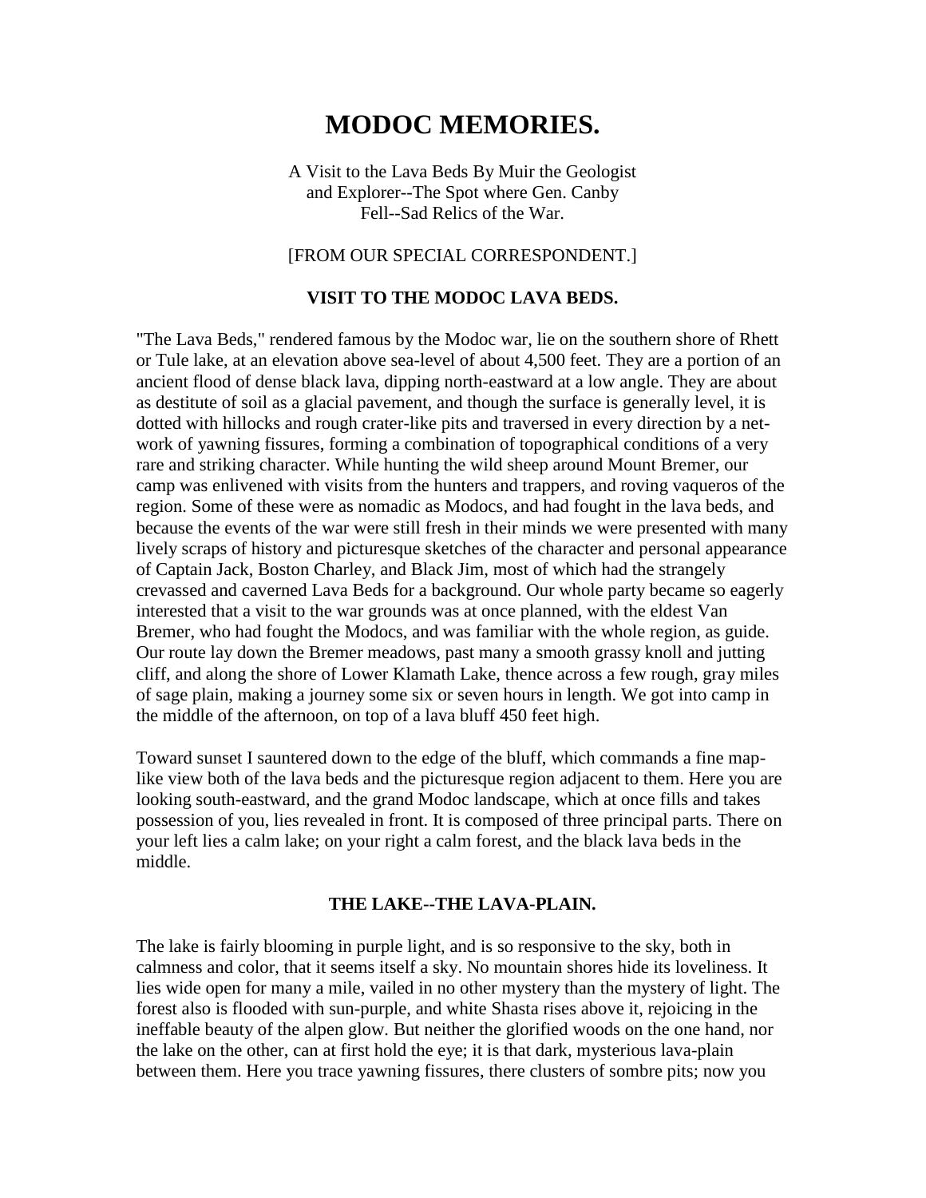# MODOC MEMORIES.

A Visit to the Lava Beds By Muir the Geologist and Explorer--The Spot where Gen. Canby Fell--Sad Relics of the War.

[FROM OUR SPECIAL CORRESPONDENT.]

### VISIT TO THE MODOC LAVA BEDS.

"The Lava Beds," rendered famous by the Modoc war, lie on the southern shore of Rhett or Tule lake, at an elevation above sea-level of about 4,500 feet. They are a portion of an ancient flood of dense black lava, dipping north-eastward at a low angle. They are about as destitute of soil as a glacial pavement, and though the surface is generally level, it is dotted with hillocks and rough crater-like pits and traversed in every direction by a net-work of yawning fissures, forming a combination of topographical conditions of a very rare and striking character. While hunting the wild sheep around Mount Bremer, our camp was enlivened with visits from the hunters and trappers, and roving vaqueros of the region. Some of these were as nomadic as Modocs, and had fought in the lava beds, and because the events of the war were still fresh in their minds we were presented with many lively scraps of history and picturesque sketches of the character and personal appearance of Captain Jack, Boston Charley, and Black Jim, most of which had the strangely crevassed and caverned Lava Beds for a background. Our whole party became so eagerly interested that a visit to the war grounds was at once planned, with the eldest Van Bremer, who had fought the Modocs, and was familiar with the whole region, as guide. Our route lay down the Bremer meadows, past many a smooth grassy knoll and jutting cliff, and along the shore of Lower Klamath Lake, thence across a few rough, gray miles of sage plain, making a journey some six or seven hours in length. We got into camp in the middle of the afternoon, on top of a lava bluff 450 feet high.

Toward sunset I sauntered down to the edge of the bluff, which commands a fine map-like view both of the lava beds and the picturesque region adjacent to them. Here you are looking south-eastward, and the grand Modoc landscape, which at once fills and takes possession of you, lies revealed in front. It is composed of three principal parts. There on your left lies a calm lake; on your right a calm forest, and the black lava beds in the middle.

### THE LAKE--THE LAVA-PLAIN.

The lake is fairly blooming in purple light, and is so responsive to the sky, both in calmness and color, that it seems itself a sky. No mountain shores hide its loveliness. It lies wide open for many a mile, vailed in no other mystery than the mystery of light. The forest also is flooded with sun-purple, and white Shasta rises above it, rejoicing in the ineffable beauty of the alpen glow. But neither the glorified woods on the one hand, nor the lake on the other, can at first hold the eye; it is that dark, mysterious lava-plain between them. Here you trace yawning fissures, there clusters of sombre pits; now you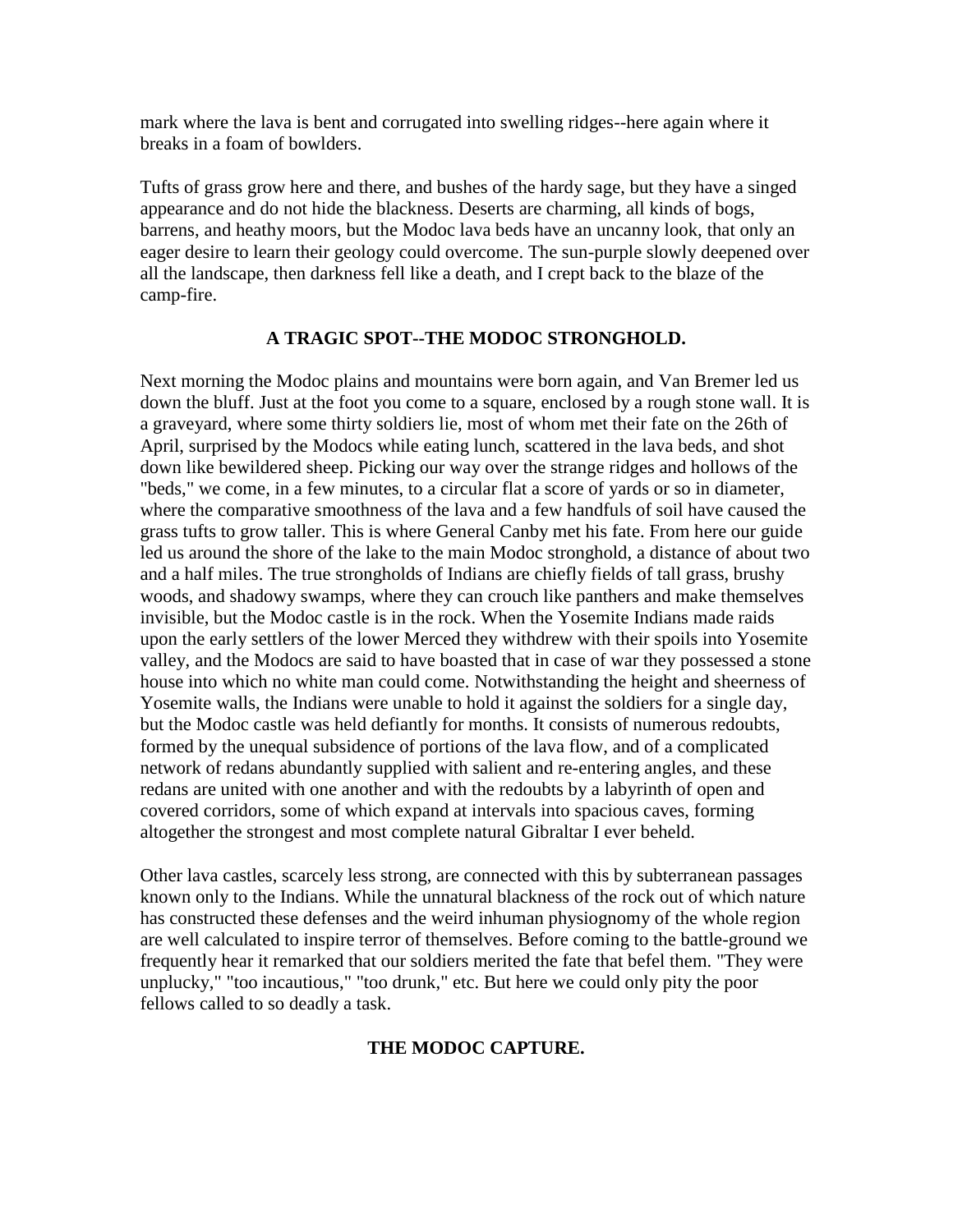mark where the lava is bent and corrugated into swelling ridges--here again where it breaks in a foam of bowlders.

Tufts of grass grow here and there, and bushes of the hardy sage, but they have a singed appearance and do not hide the blackness. Deserts are charming, all kinds of bogs, barrens, and heathy moors, but the Modoc lava beds have an uncanny look, that only an eager desire to learn their geology could overcome. The sun-purple slowly deepened over all the landscape, then darkness fell like a death, and I crept back to the blaze of the camp-fire.

## A TRAGIC SPOT--THE MODOC STRONGHOLD.

Next morning the Modoc plains and mountains were born again, and Van Bremer led us down the bluff. Just at the foot you come to a square, enclosed by a rough stone wall. It is a graveyard, where some thirty soldiers lie, most of whom met their fate on the 26th of April, surprised by the Modocs while eating lunch, scattered in the lava beds, and shot down like bewildered sheep. Picking our way over the strange ridges and hollows of the "beds," we come, in a few minutes, to a circular flat a score of yards or so in diameter, where the comparative smoothness of the lava and a few handfuls of soil have caused the grass tufts to grow taller. This is where General Canby met his fate. From here our guide led us around the shore of the lake to the main Modoc stronghold, a distance of about two and a half miles. The true strongholds of Indians are chiefly fields of tall grass, brushy woods, and shadowy swamps, where they can crouch like panthers and make themselves invisible, but the Modoc castle is in the rock. When the Yosemite Indians made raids upon the early settlers of the lower Merced they withdrew with their spoils into Yosemite valley, and the Modocs are said to have boasted that in case of war they possessed a stone house into which no white man could come. Notwithstanding the height and sheerness of Yosemite walls, the Indians were unable to hold it against the soldiers for a single day, but the Modoc castle was held defiantly for months. It consists of numerous redoubts, formed by the unequal subsidence of portions of the lava flow, and of a complicated network of redans abundantly supplied with salient and re-entering angles, and these redans are united with one another and with the redoubts by a labyrinth of open and covered corridors, some of which expand at intervals into spacious caves, forming altogether the strongest and most complete natural Gibraltar I ever beheld.

Other lava castles, scarcely less strong, are connected with this by subterranean passages known only to the Indians. While the unnatural blackness of the rock out of which nature has constructed these defenses and the weird inhuman physiognomy of the whole region are well calculated to inspire terror of themselves. Before coming to the battle-ground we frequently hear it remarked that our soldiers merited the fate that befel them. "They were unplucky," "too incautious," "too drunk," etc. But here we could only pity the poor fellows called to so deadly a task.

## THE MODOC CAPTURE.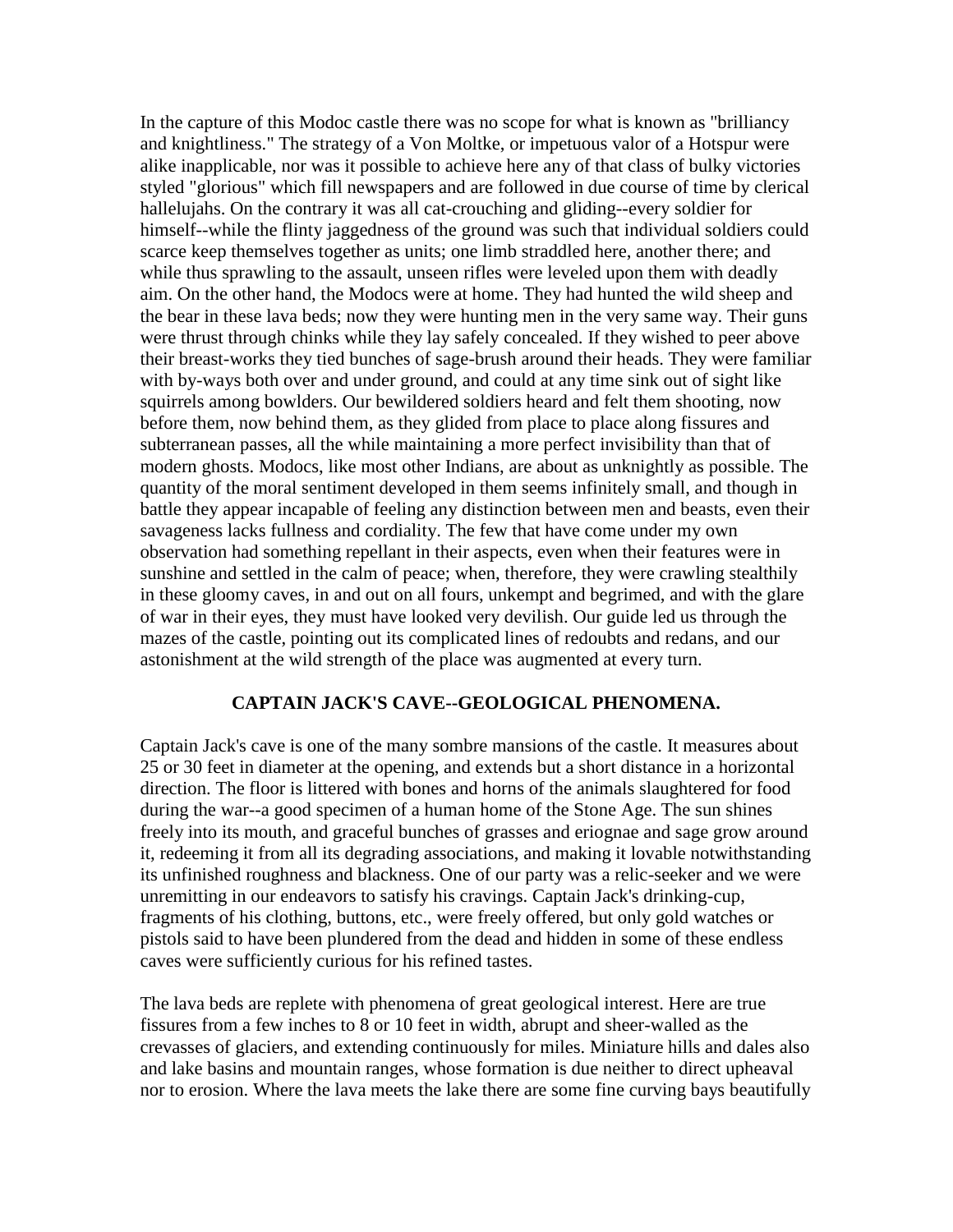In the capture of this Modoc castle there was no scope for what is known as "brilliancy and knightliness." The strategy of a Von Moltke, or impetuous valor of a Hotspur were alike inapplicable, nor was it possible to achieve here any of that class of bulky victories styled "glorious" which fill newspapers and are followed in due course of time by clerical hallelujahs. On the contrary it was all cat-crouching and gliding--every soldier for himself--while the flinty jaggedness of the ground was such that individual soldiers could scarce keep themselves together as units; one limb straddled here, another there; and while thus sprawling to the assault, unseen rifles were leveled upon them with deadly aim. On the other hand, the Modocs were at home. They had hunted the wild sheep and the bear in these lava beds; now they were hunting men in the very same way. Their guns were thrust through chinks while they lay safely concealed. If they wished to peer above their breast-works they tied bunches of sage-brush around their heads. They were familiar with by-ways both over and under ground, and could at any time sink out of sight like squirrels among bowlders. Our bewildered soldiers heard and felt them shooting, now before them, now behind them, as they glided from place to place along fissures and subterranean passes, all the while maintaining a more perfect invisibility than that of modern ghosts. Modocs, like most other Indians, are about as unknightly as possible. The quantity of the moral sentiment developed in them seems infinitely small, and though in battle they appear incapable of feeling any distinction between men and beasts, even their savageness lacks fullness and cordiality. The few that have come under my own observation had something repellant in their aspects, even when their features were in sunshine and settled in the calm of peace; when, therefore, they were crawling stealthily in these gloomy caves, in and out on all fours, unkempt and begrimed, and with the glare of war in their eyes, they must have looked very devilish. Our guide led us through the mazes of the castle, pointing out its complicated lines of redoubts and redans, and our astonishment at the wild strength of the place was augmented at every turn.

## CAPTAIN JACK'S CAVE--GEOLOGICAL PHENOMENA.

Captain Jack's cave is one of the many sombre mansions of the castle. It measures about 25 or 30 feet in diameter at the opening, and extends but a short distance in a horizontal direction. The floor is littered with bones and horns of the animals slaughtered for food during the war--a good specimen of a human home of the Stone Age. The sun shines freely into its mouth, and graceful bunches of grasses and eriognae and sage grow around it, redeeming it from all its degrading associations, and making it lovable notwithstanding its unfinished roughness and blackness. One of our party was a relic-seeker and we were unremitting in our endeavors to satisfy his cravings. Captain Jack's drinking-cup, fragments of his clothing, buttons, etc., were freely offered, but only gold watches or pistols said to have been plundered from the dead and hidden in some of these endless caves were sufficiently curious for his refined tastes.

The lava beds are replete with phenomena of great geological interest. Here are true fissures from a few inches to 8 or 10 feet in width, abrupt and sheer-walled as the crevasses of glaciers, and extending continuously for miles. Miniature hills and dales also and lake basins and mountain ranges, whose formation is due neither to direct upheaval nor to erosion. Where the lava meets the lake there are some fine curving bays beautifully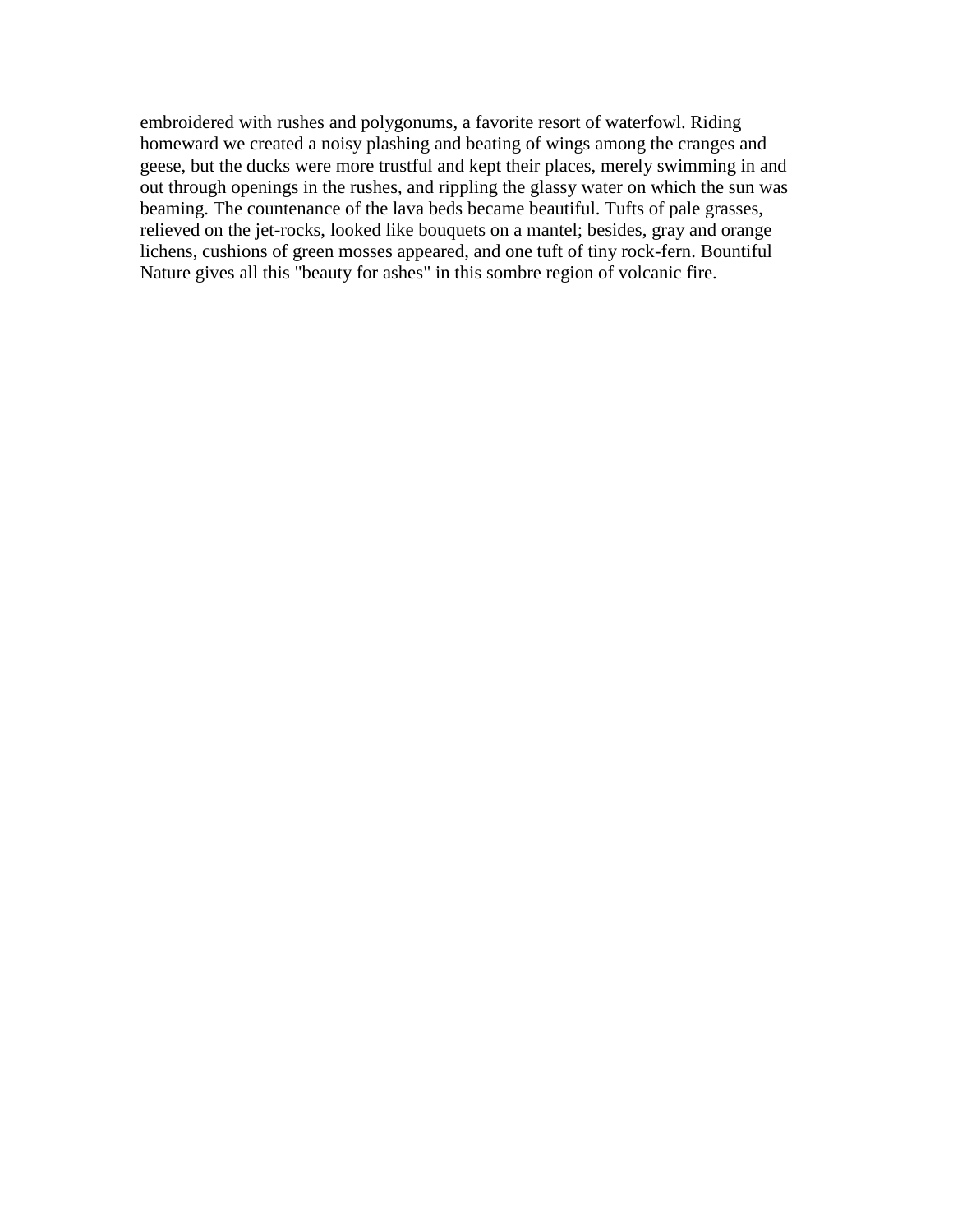embroidered with rushes and polygonums, a favorite resort of waterfowl. Riding homeward we created a noisy plashing and beating of wings among the cranges and geese, but the ducks were more trustful and kept their places, merely swimming in and out through openings in the rushes, and rippling the glassy water on which the sun was beaming. The countenance of the lava beds became beautiful. Tufts of pale grasses, relieved on the jet-rocks, looked like bouquets on a mantel; besides, gray and orange lichens, cushions of green mosses appeared, and one tuft of tiny rock-fern. Bountiful Nature gives all this "beauty for ashes" in this sombre region of volcanic fire.